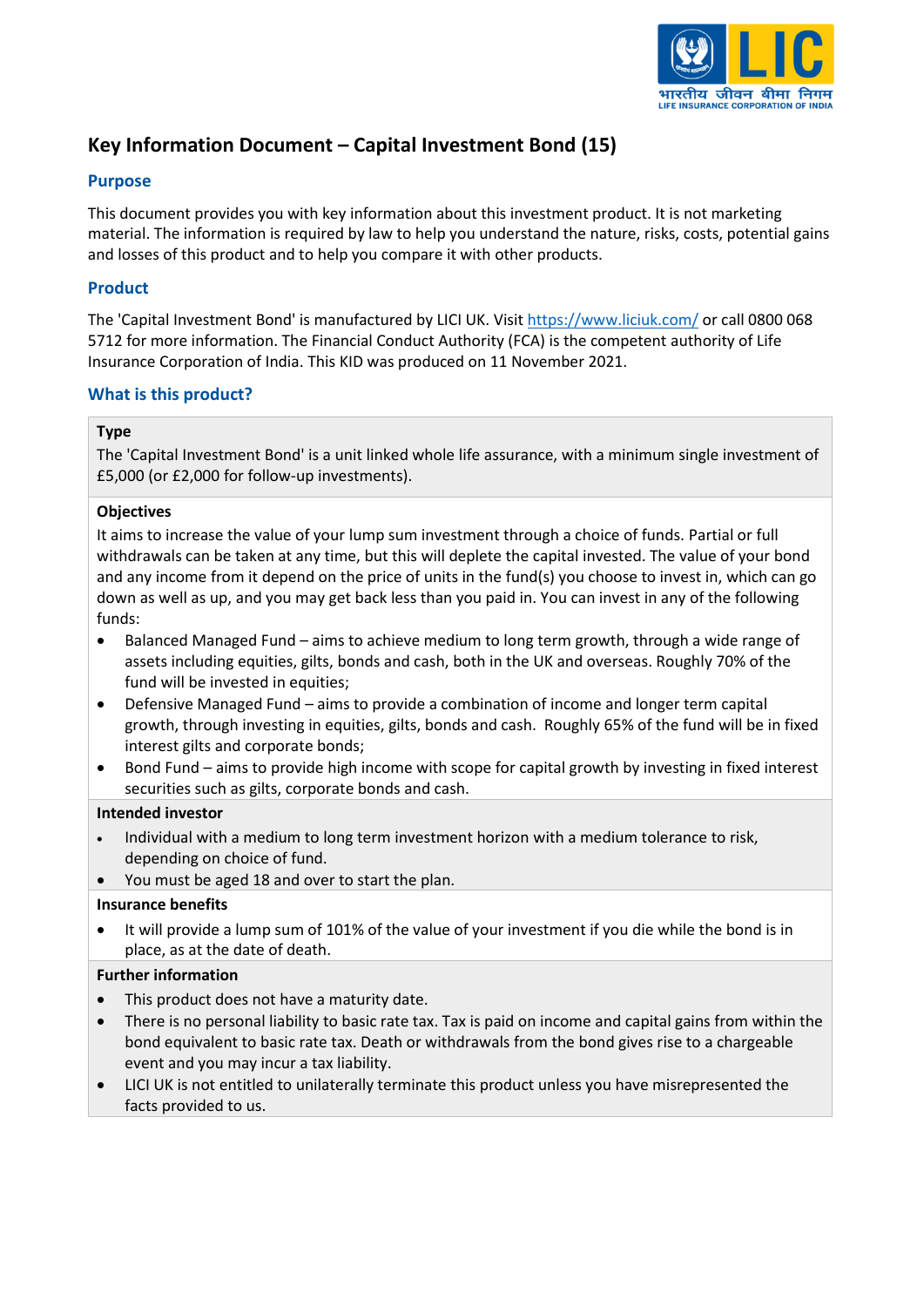# Key Information Document – Capital Investment Bond (15)

## Purpose

This document provides you with key information about this investment product. It is not marketing material. The information is required by law to help you understand the nature, risks, costs, potential gains and losses of this product and to help you compare it with other products.

## Product

The 'Capital Investment Bond' is manufactured by LICI UK. Visit https://www.liciuk.com/ or call 0800 068 5712 for more information. The Financial Conduct Authority (FCA) is the competent authority of Life Insurance Corporation of India. This KID was produced on 11 November 2021.

## What is this product?

**Type**

The 'Capital Investment Bond' is a unit linked whole life assurance, with a minimum single investment of £5,000 (or £2,000 for follow-up investments).

**Objectives**

It aims to increase the value of your lump sum investment through a choice of funds. Partial or full withdrawals can be taken at any time, but this will deplete the capital invested. The value of your bond and any income from it depend on the price of units in the fund(s) you choose to invest in, which can go down as well as up, and you may get back less than you paid in. You can invest in any of the following funds:

- Balanced Managed Fund – aims to achieve medium to long term growth, through a wide range of assets including equities, gilts, bonds and cash, both in the UK and overseas. Roughly 70% of the fund will be invested in equities;
- Defensive Managed Fund – aims to provide a combination of income and longer term capital growth, through investing in equities, gilts, bonds and cash. Roughly 65% of the fund will be in fixed interest gilts and corporate bonds;
- Bond Fund – aims to provide high income with scope for capital growth by investing in fixed interest securities such as gilts, corporate bonds and cash.

**Intended investor**

- Individual with a medium to long term investment horizon with a medium tolerance to risk, depending on choice of fund.
- You must be aged 18 and over to start the plan.

**Insurance benefits**

- It will provide a lump sum of 101% of the value of your investment if you die while the bond is in place, as at the date of death.

**Further information**

- This product does not have a maturity date.
- There is no personal liability to basic rate tax. Tax is paid on income and capital gains from within the bond equivalent to basic rate tax. Death or withdrawals from the bond gives rise to a chargeable event and you may incur a tax liability.
- LICI UK is not entitled to unilaterally terminate this product unless you have misrepresented the facts provided to us.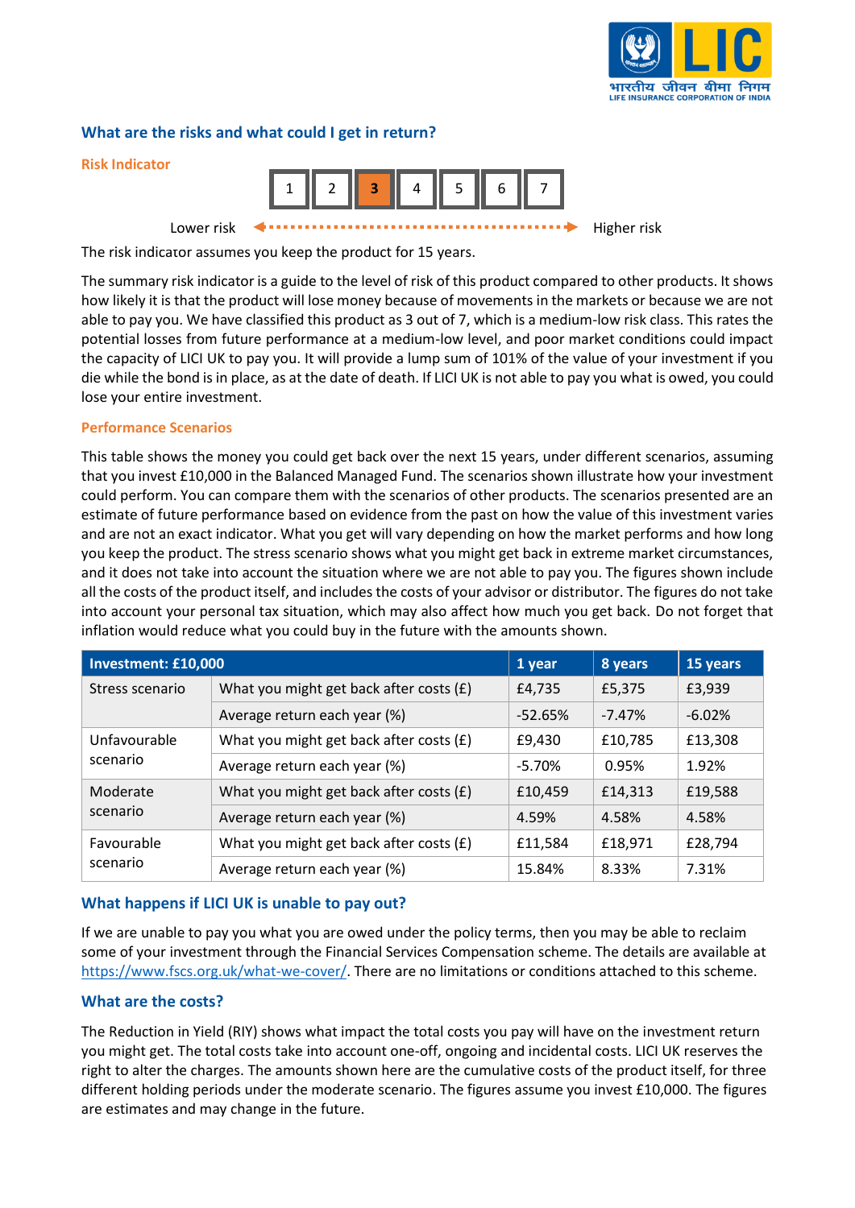## What are the risks and what could I get in return?

### Risk Indicator

| 1 | 2 | **3** | 4 | 5 | 6 | 7 |
|---|---|---|---|---|---|---|

Lower risk ◄ ········· ► Higher risk

The risk indicator assumes you keep the product for 15 years.

The summary risk indicator is a guide to the level of risk of this product compared to other products. It shows how likely it is that the product will lose money because of movements in the markets or because we are not able to pay you. We have classified this product as 3 out of 7, which is a medium-low risk class. This rates the potential losses from future performance at a medium-low level, and poor market conditions could impact the capacity of LICI UK to pay you. It will provide a lump sum of 101% of the value of your investment if you die while the bond is in place, as at the date of death. If LICI UK is not able to pay you what is owed, you could lose your entire investment.

### Performance Scenarios

This table shows the money you could get back over the next 15 years, under different scenarios, assuming that you invest £10,000 in the Balanced Managed Fund. The scenarios shown illustrate how your investment could perform. You can compare them with the scenarios of other products. The scenarios presented are an estimate of future performance based on evidence from the past on how the value of this investment varies and are not an exact indicator. What you get will vary depending on how the market performs and how long you keep the product. The stress scenario shows what you might get back in extreme market circumstances, and it does not take into account the situation where we are not able to pay you. The figures shown include all the costs of the product itself, and includes the costs of your advisor or distributor. The figures do not take into account your personal tax situation, which may also affect how much you get back. Do not forget that inflation would reduce what you could buy in the future with the amounts shown.

| Investment: £10,000 | | 1 year | 8 years | 15 years |
|---|---|---|---|---|
| Stress scenario | What you might get back after costs (£) | £4,735 | £5,375 | £3,939 |
| | Average return each year (%) | -52.65% | -7.47% | -6.02% |
| Unfavourable scenario | What you might get back after costs (£) | £9,430 | £10,785 | £13,308 |
| | Average return each year (%) | -5.70% | 0.95% | 1.92% |
| Moderate scenario | What you might get back after costs (£) | £10,459 | £14,313 | £19,588 |
| | Average return each year (%) | 4.59% | 4.58% | 4.58% |
| Favourable scenario | What you might get back after costs (£) | £11,584 | £18,971 | £28,794 |
| | Average return each year (%) | 15.84% | 8.33% | 7.31% |

## What happens if LICI UK is unable to pay out?

If we are unable to pay you what you are owed under the policy terms, then you may be able to reclaim some of your investment through the Financial Services Compensation scheme. The details are available at https://www.fscs.org.uk/what-we-cover/. There are no limitations or conditions attached to this scheme.

## What are the costs?

The Reduction in Yield (RIY) shows what impact the total costs you pay will have on the investment return you might get. The total costs take into account one-off, ongoing and incidental costs. LICI UK reserves the right to alter the charges. The amounts shown here are the cumulative costs of the product itself, for three different holding periods under the moderate scenario. The figures assume you invest £10,000. The figures are estimates and may change in the future.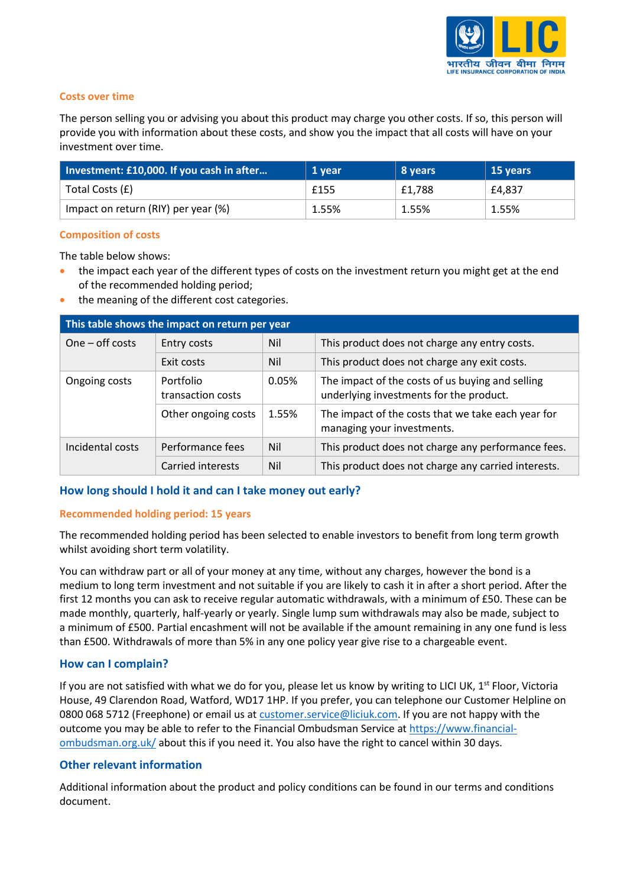### Costs over time

The person selling you or advising you about this product may charge you other costs. If so, this person will provide you with information about these costs, and show you the impact that all costs will have on your investment over time.

| Investment: £10,000. If you cash in after… | 1 year | 8 years | 15 years |
|---|---|---|---|
| Total Costs (£) | £155 | £1,788 | £4,837 |
| Impact on return (RIY) per year (%) | 1.55% | 1.55% | 1.55% |

### Composition of costs

The table below shows:

- the impact each year of the different types of costs on the investment return you might get at the end of the recommended holding period;
- the meaning of the different cost categories.

| This table shows the impact on return per year | | | |
|---|---|---|---|
| One – off costs | Entry costs | Nil | This product does not charge any entry costs. |
| | Exit costs | Nil | This product does not charge any exit costs. |
| Ongoing costs | Portfolio transaction costs | 0.05% | The impact of the costs of us buying and selling underlying investments for the product. |
| | Other ongoing costs | 1.55% | The impact of the costs that we take each year for managing your investments. |
| Incidental costs | Performance fees | Nil | This product does not charge any performance fees. |
| | Carried interests | Nil | This product does not charge any carried interests. |

## How long should I hold it and can I take money out early?

### Recommended holding period: 15 years

The recommended holding period has been selected to enable investors to benefit from long term growth whilst avoiding short term volatility.

You can withdraw part or all of your money at any time, without any charges, however the bond is a medium to long term investment and not suitable if you are likely to cash it in after a short period. After the first 12 months you can ask to receive regular automatic withdrawals, with a minimum of £50. These can be made monthly, quarterly, half-yearly or yearly. Single lump sum withdrawals may also be made, subject to a minimum of £500. Partial encashment will not be available if the amount remaining in any one fund is less than £500. Withdrawals of more than 5% in any one policy year give rise to a chargeable event.

## How can I complain?

If you are not satisfied with what we do for you, please let us know by writing to LICI UK, 1st Floor, Victoria House, 49 Clarendon Road, Watford, WD17 1HP. If you prefer, you can telephone our Customer Helpline on 0800 068 5712 (Freephone) or email us at customer.service@liciuk.com. If you are not happy with the outcome you may be able to refer to the Financial Ombudsman Service at https://www.financial-ombudsman.org.uk/ about this if you need it. You also have the right to cancel within 30 days.

## Other relevant information

Additional information about the product and policy conditions can be found in our terms and conditions document.